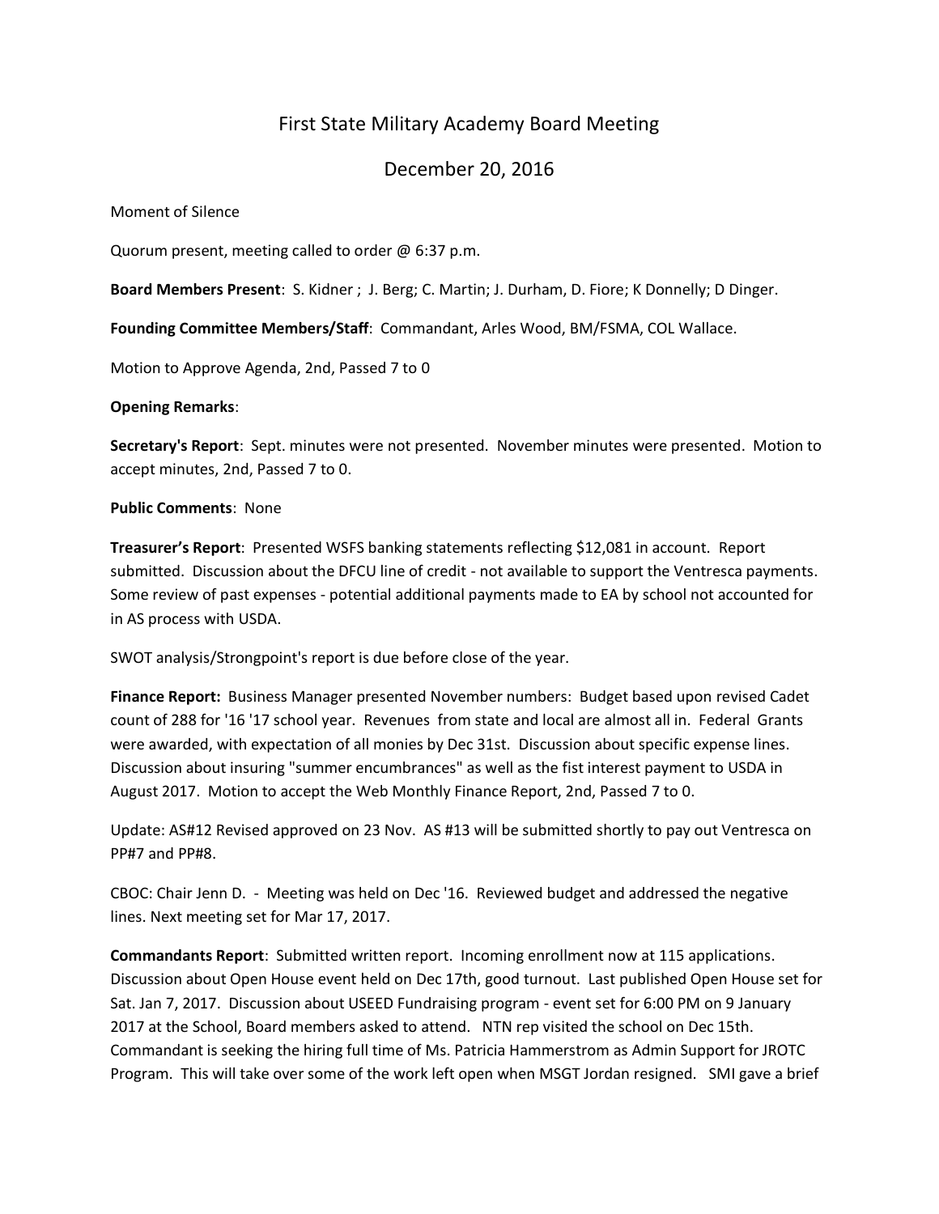# First State Military Academy Board Meeting

## December 20, 2016

Moment of Silence

Quorum present, meeting called to order @ 6:37 p.m.

**Board Members Present**: S. Kidner ; J. Berg; C. Martin; J. Durham, D. Fiore; K Donnelly; D Dinger.

**Founding Committee Members/Staff**: Commandant, Arles Wood, BM/FSMA, COL Wallace.

Motion to Approve Agenda, 2nd, Passed 7 to 0

**Opening Remarks**:

**Secretary's Report**: Sept. minutes were not presented. November minutes were presented. Motion to accept minutes, 2nd, Passed 7 to 0.

**Public Comments**: None

**Treasurer's Report**: Presented WSFS banking statements reflecting $12,081 in account. Report submitted. Discussion about the DFCU line of credit - not available to support the Ventresca payments. Some review of past expenses - potential additional payments made to EA by school not accounted for in AS process with USDA.

SWOT analysis/Strongpoint's report is due before close of the year.

**Finance Report:** Business Manager presented November numbers: Budget based upon revised Cadet count of 288 for '16 '17 school year. Revenues from state and local are almost all in. Federal Grants were awarded, with expectation of all monies by Dec 31st. Discussion about specific expense lines. Discussion about insuring "summer encumbrances" as well as the fist interest payment to USDA in August 2017. Motion to accept the Web Monthly Finance Report, 2nd, Passed 7 to 0.

Update: AS#12 Revised approved on 23 Nov. AS #13 will be submitted shortly to pay out Ventresca on PP#7 and PP#8.

CBOC: Chair Jenn D. - Meeting was held on Dec '16. Reviewed budget and addressed the negative lines. Next meeting set for Mar 17, 2017.

**Commandants Report**: Submitted written report. Incoming enrollment now at 115 applications. Discussion about Open House event held on Dec 17th, good turnout. Last published Open House set for Sat. Jan 7, 2017. Discussion about USEED Fundraising program - event set for 6:00 PM on 9 January 2017 at the School, Board members asked to attend. NTN rep visited the school on Dec 15th. Commandant is seeking the hiring full time of Ms. Patricia Hammerstrom as Admin Support for JROTC Program. This will take over some of the work left open when MSGT Jordan resigned. SMI gave a brief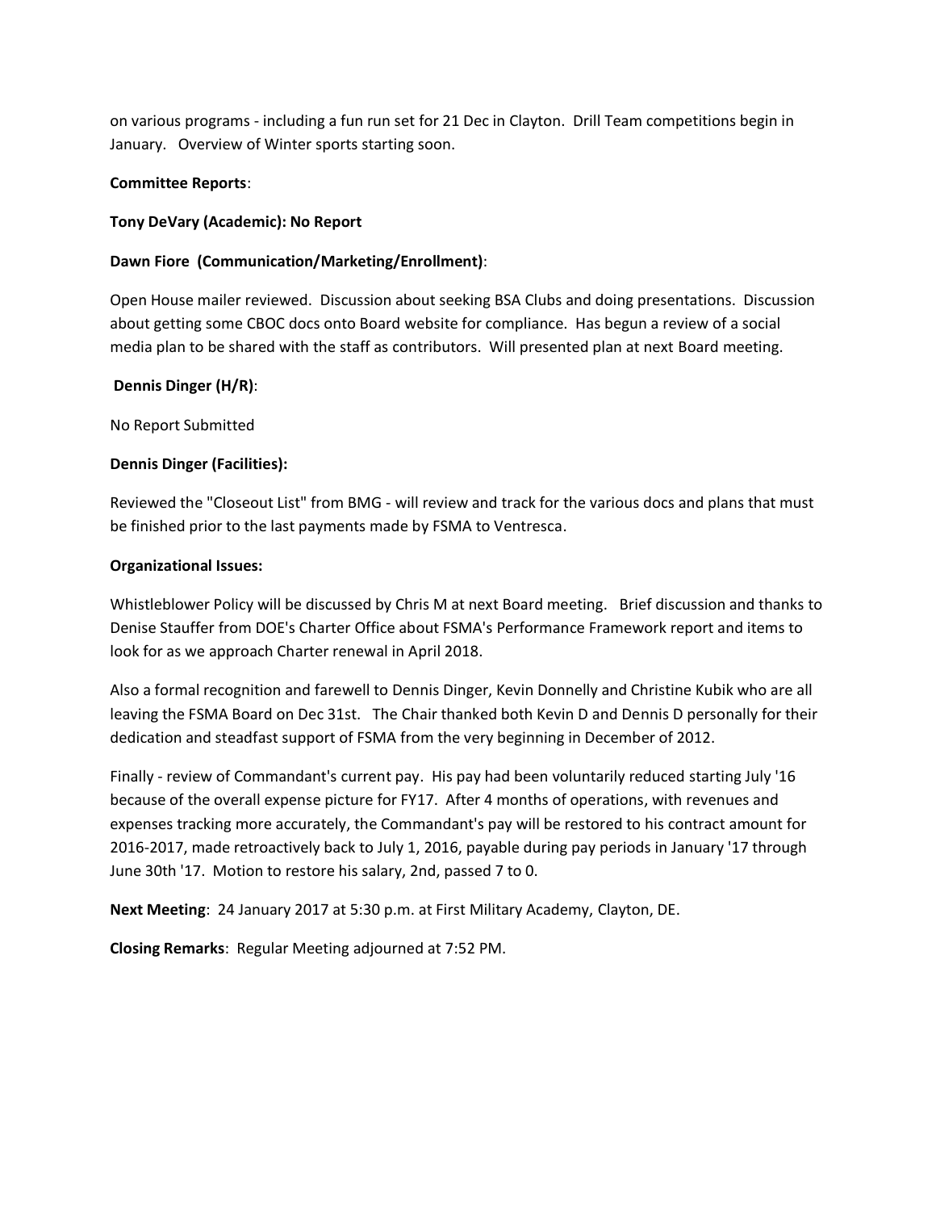on various programs - including a fun run set for 21 Dec in Clayton. Drill Team competitions begin in January. Overview of Winter sports starting soon.

**Committee Reports**:

**Tony DeVary (Academic): No Report**

**Dawn Fiore (Communication/Marketing/Enrollment)**:

Open House mailer reviewed. Discussion about seeking BSA Clubs and doing presentations. Discussion about getting some CBOC docs onto Board website for compliance. Has begun a review of a social media plan to be shared with the staff as contributors. Will presented plan at next Board meeting.

**Dennis Dinger (H/R)**:

No Report Submitted

**Dennis Dinger (Facilities):**

Reviewed the "Closeout List" from BMG - will review and track for the various docs and plans that must be finished prior to the last payments made by FSMA to Ventresca.

**Organizational Issues:**

Whistleblower Policy will be discussed by Chris M at next Board meeting. Brief discussion and thanks to Denise Stauffer from DOE's Charter Office about FSMA's Performance Framework report and items to look for as we approach Charter renewal in April 2018.

Also a formal recognition and farewell to Dennis Dinger, Kevin Donnelly and Christine Kubik who are all leaving the FSMA Board on Dec 31st. The Chair thanked both Kevin D and Dennis D personally for their dedication and steadfast support of FSMA from the very beginning in December of 2012.

Finally - review of Commandant's current pay. His pay had been voluntarily reduced starting July '16 because of the overall expense picture for FY17. After 4 months of operations, with revenues and expenses tracking more accurately, the Commandant's pay will be restored to his contract amount for 2016-2017, made retroactively back to July 1, 2016, payable during pay periods in January '17 through June 30th '17. Motion to restore his salary, 2nd, passed 7 to 0.

**Next Meeting**: 24 January 2017 at 5:30 p.m. at First Military Academy, Clayton, DE.

**Closing Remarks**: Regular Meeting adjourned at 7:52 PM.